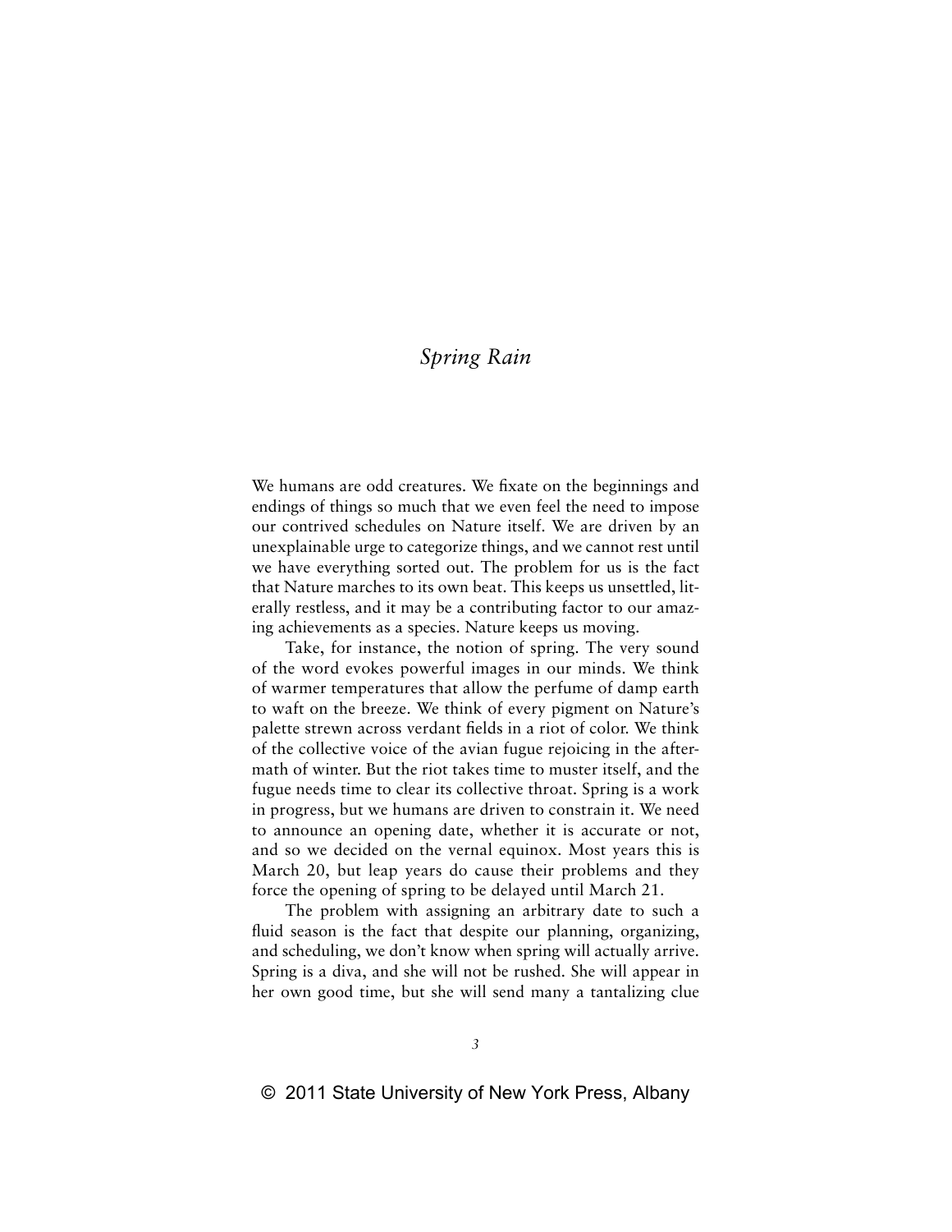# *Spring Rain*

We humans are odd creatures. We fixate on the beginnings and endings of things so much that we even feel the need to impose our contrived schedules on Nature itself. We are driven by an unexplainable urge to categorize things, and we cannot rest until we have everything sorted out. The problem for us is the fact that Nature marches to its own beat. This keeps us unsettled, literally restless, and it may be a contributing factor to our amazing achievements as a species. Nature keeps us moving.

Take, for instance, the notion of spring. The very sound of the word evokes powerful images in our minds. We think of warmer temperatures that allow the perfume of damp earth to waft on the breeze. We think of every pigment on Nature's palette strewn across verdant fields in a riot of color. We think of the collective voice of the avian fugue rejoicing in the aftermath of winter. But the riot takes time to muster itself, and the fugue needs time to clear its collective throat. Spring is a work in progress, but we humans are driven to constrain it. We need to announce an opening date, whether it is accurate or not, and so we decided on the vernal equinox. Most years this is March 20, but leap years do cause their problems and they force the opening of spring to be delayed until March 21.

The problem with assigning an arbitrary date to such a fluid season is the fact that despite our planning, organizing, and scheduling, we don't know when spring will actually arrive. Spring is a diva, and she will not be rushed. She will appear in her own good time, but she will send many a tantalizing clue

© 2011 State University of New York Press, Albany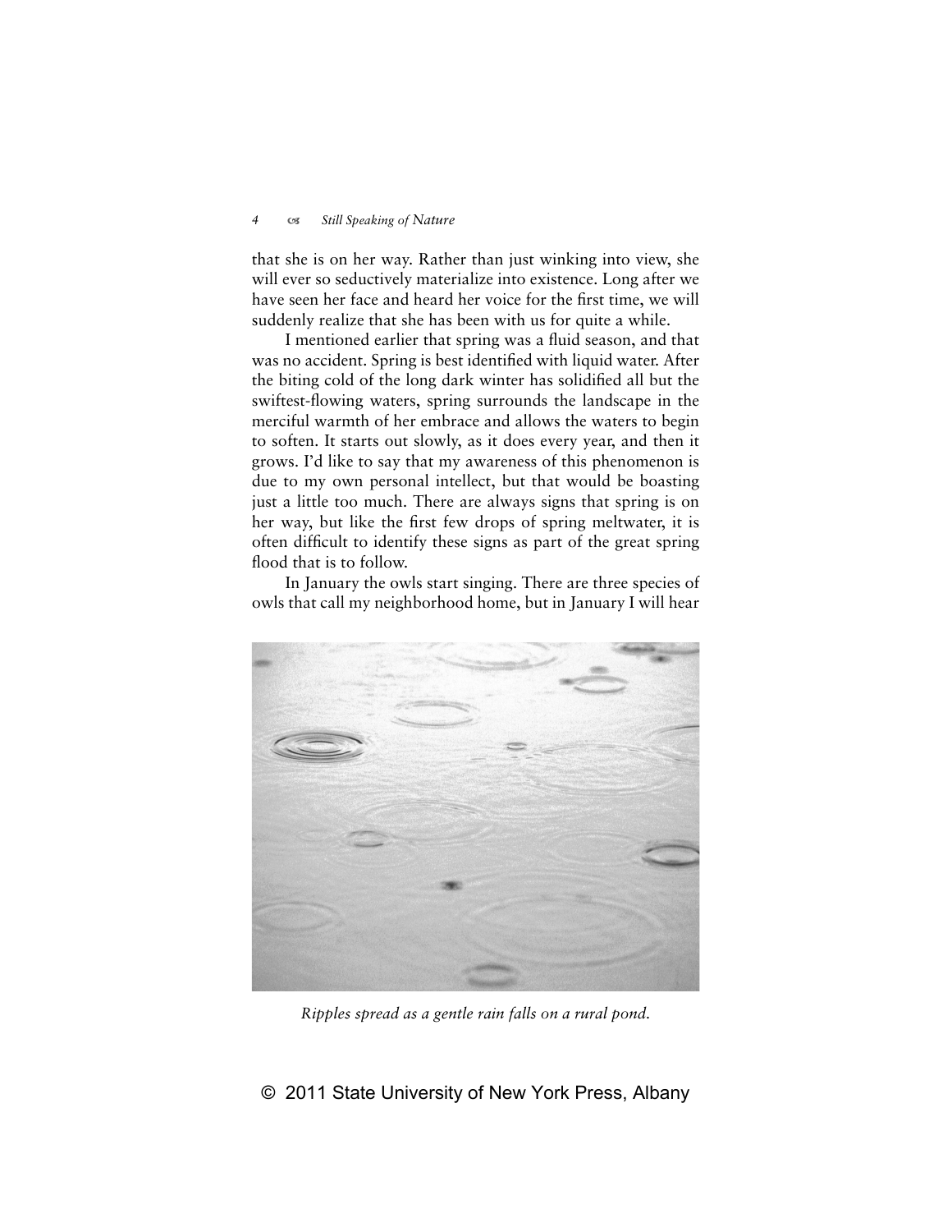that she is on her way. Rather than just winking into view, she will ever so seductively materialize into existence. Long after we have seen her face and heard her voice for the first time, we will suddenly realize that she has been with us for quite a while.

I mentioned earlier that spring was a fluid season, and that was no accident. Spring is best identified with liquid water. After the biting cold of the long dark winter has solidified all but the swiftest-flowing waters, spring surrounds the landscape in the merciful warmth of her embrace and allows the waters to begin to soften. It starts out slowly, as it does every year, and then it grows. I'd like to say that my awareness of this phenomenon is due to my own personal intellect, but that would be boasting just a little too much. There are always signs that spring is on her way, but like the first few drops of spring meltwater, it is often difficult to identify these signs as part of the great spring flood that is to follow.

In January the owls start singing. There are three species of owls that call my neighborhood home, but in January I will hear

*Ripples spread as a gentle rain falls on a rural pond.*

© 2011 State University of New York Press, Albany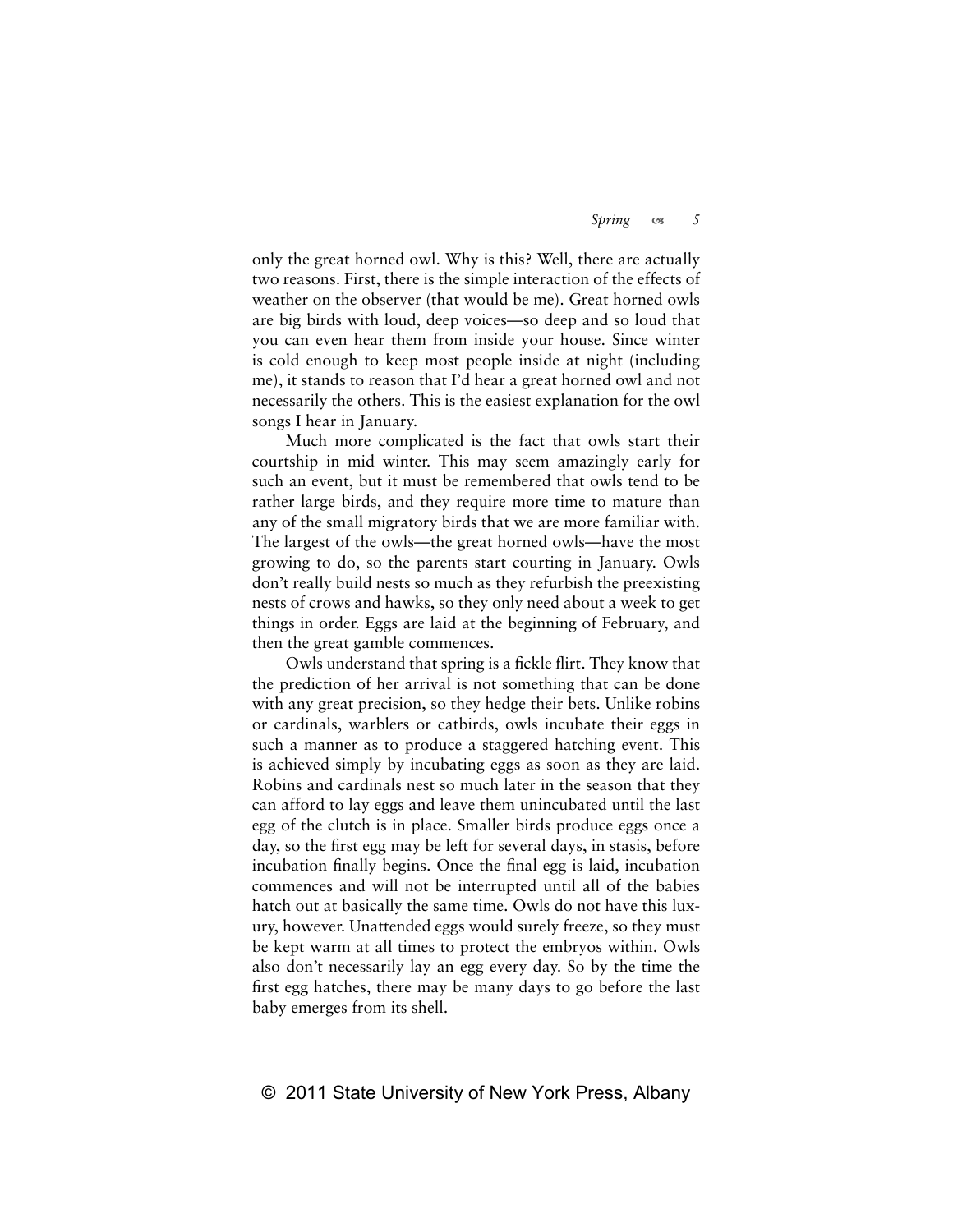only the great horned owl. Why is this? Well, there are actually two reasons. First, there is the simple interaction of the effects of weather on the observer (that would be me). Great horned owls are big birds with loud, deep voices—so deep and so loud that you can even hear them from inside your house. Since winter is cold enough to keep most people inside at night (including me), it stands to reason that I'd hear a great horned owl and not necessarily the others. This is the easiest explanation for the owl songs I hear in January.

Much more complicated is the fact that owls start their courtship in mid winter. This may seem amazingly early for such an event, but it must be remembered that owls tend to be rather large birds, and they require more time to mature than any of the small migratory birds that we are more familiar with. The largest of the owls—the great horned owls—have the most growing to do, so the parents start courting in January. Owls don't really build nests so much as they refurbish the preexisting nests of crows and hawks, so they only need about a week to get things in order. Eggs are laid at the beginning of February, and then the great gamble commences.

Owls understand that spring is a fickle flirt. They know that the prediction of her arrival is not something that can be done with any great precision, so they hedge their bets. Unlike robins or cardinals, warblers or catbirds, owls incubate their eggs in such a manner as to produce a staggered hatching event. This is achieved simply by incubating eggs as soon as they are laid. Robins and cardinals nest so much later in the season that they can afford to lay eggs and leave them unincubated until the last egg of the clutch is in place. Smaller birds produce eggs once a day, so the first egg may be left for several days, in stasis, before incubation finally begins. Once the final egg is laid, incubation commences and will not be interrupted until all of the babies hatch out at basically the same time. Owls do not have this luxury, however. Unattended eggs would surely freeze, so they must be kept warm at all times to protect the embryos within. Owls also don't necessarily lay an egg every day. So by the time the first egg hatches, there may be many days to go before the last baby emerges from its shell.

© 2011 State University of New York Press, Albany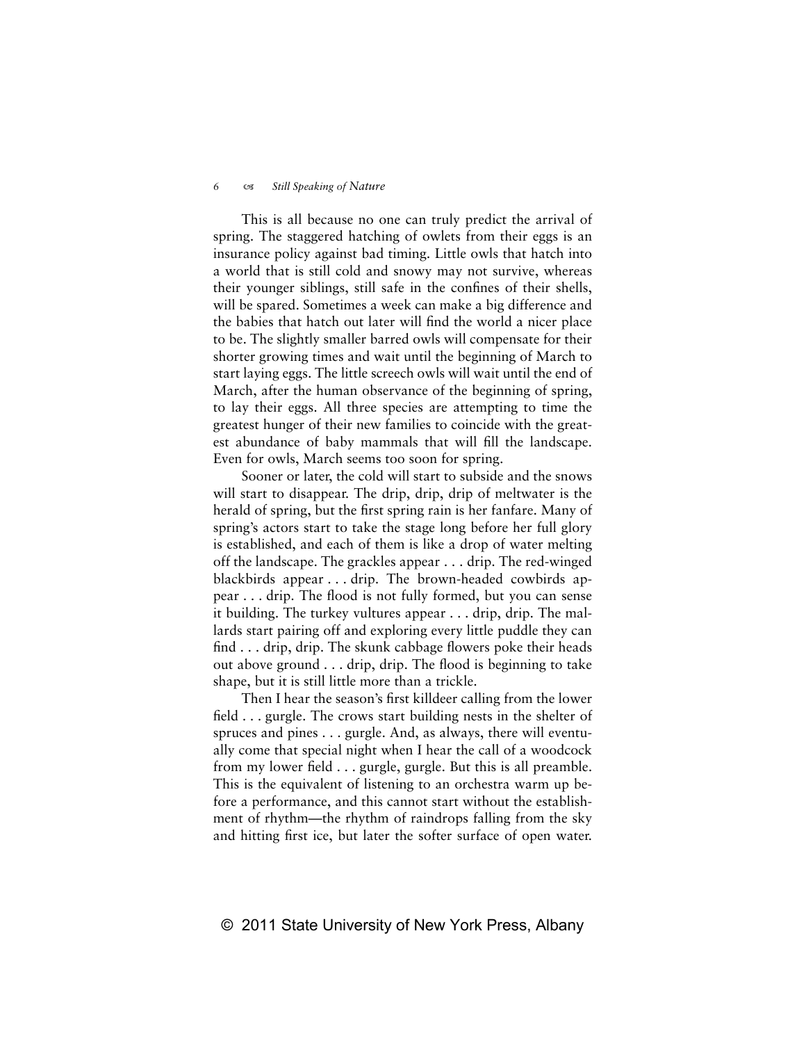This is all because no one can truly predict the arrival of spring. The staggered hatching of owlets from their eggs is an insurance policy against bad timing. Little owls that hatch into a world that is still cold and snowy may not survive, whereas their younger siblings, still safe in the confines of their shells, will be spared. Sometimes a week can make a big difference and the babies that hatch out later will find the world a nicer place to be. The slightly smaller barred owls will compensate for their shorter growing times and wait until the beginning of March to start laying eggs. The little screech owls will wait until the end of March, after the human observance of the beginning of spring, to lay their eggs. All three species are attempting to time the greatest hunger of their new families to coincide with the greatest abundance of baby mammals that will fill the landscape. Even for owls, March seems too soon for spring.

Sooner or later, the cold will start to subside and the snows will start to disappear. The drip, drip, drip of meltwater is the herald of spring, but the first spring rain is her fanfare. Many of spring's actors start to take the stage long before her full glory is established, and each of them is like a drop of water melting off the landscape. The grackles appear . . . drip. The red-winged blackbirds appear . . . drip. The brown-headed cowbirds appear . . . drip. The flood is not fully formed, but you can sense it building. The turkey vultures appear . . . drip, drip. The mallards start pairing off and exploring every little puddle they can find . . . drip, drip. The skunk cabbage flowers poke their heads out above ground . . . drip, drip. The flood is beginning to take shape, but it is still little more than a trickle.

Then I hear the season's first killdeer calling from the lower field . . . gurgle. The crows start building nests in the shelter of spruces and pines . . . gurgle. And, as always, there will eventually come that special night when I hear the call of a woodcock from my lower field . . . gurgle, gurgle. But this is all preamble. This is the equivalent of listening to an orchestra warm up before a performance, and this cannot start without the establishment of rhythm—the rhythm of raindrops falling from the sky and hitting first ice, but later the softer surface of open water.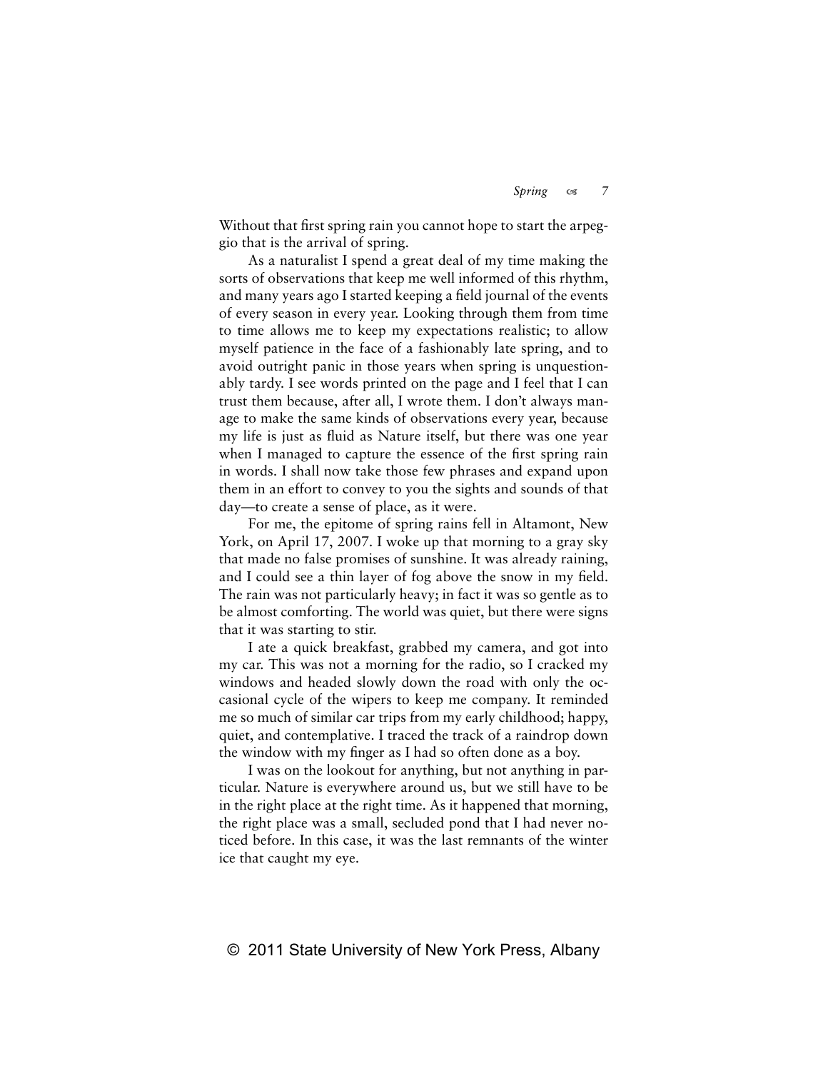Without that first spring rain you cannot hope to start the arpeggio that is the arrival of spring.

As a naturalist I spend a great deal of my time making the sorts of observations that keep me well informed of this rhythm, and many years ago I started keeping a field journal of the events of every season in every year. Looking through them from time to time allows me to keep my expectations realistic; to allow myself patience in the face of a fashionably late spring, and to avoid outright panic in those years when spring is unquestionably tardy. I see words printed on the page and I feel that I can trust them because, after all, I wrote them. I don't always manage to make the same kinds of observations every year, because my life is just as fluid as Nature itself, but there was one year when I managed to capture the essence of the first spring rain in words. I shall now take those few phrases and expand upon them in an effort to convey to you the sights and sounds of that day—to create a sense of place, as it were.

For me, the epitome of spring rains fell in Altamont, New York, on April 17, 2007. I woke up that morning to a gray sky that made no false promises of sunshine. It was already raining, and I could see a thin layer of fog above the snow in my field. The rain was not particularly heavy; in fact it was so gentle as to be almost comforting. The world was quiet, but there were signs that it was starting to stir.

I ate a quick breakfast, grabbed my camera, and got into my car. This was not a morning for the radio, so I cracked my windows and headed slowly down the road with only the occasional cycle of the wipers to keep me company. It reminded me so much of similar car trips from my early childhood; happy, quiet, and contemplative. I traced the track of a raindrop down the window with my finger as I had so often done as a boy.

I was on the lookout for anything, but not anything in particular. Nature is everywhere around us, but we still have to be in the right place at the right time. As it happened that morning, the right place was a small, secluded pond that I had never noticed before. In this case, it was the last remnants of the winter ice that caught my eye.

© 2011 State University of New York Press, Albany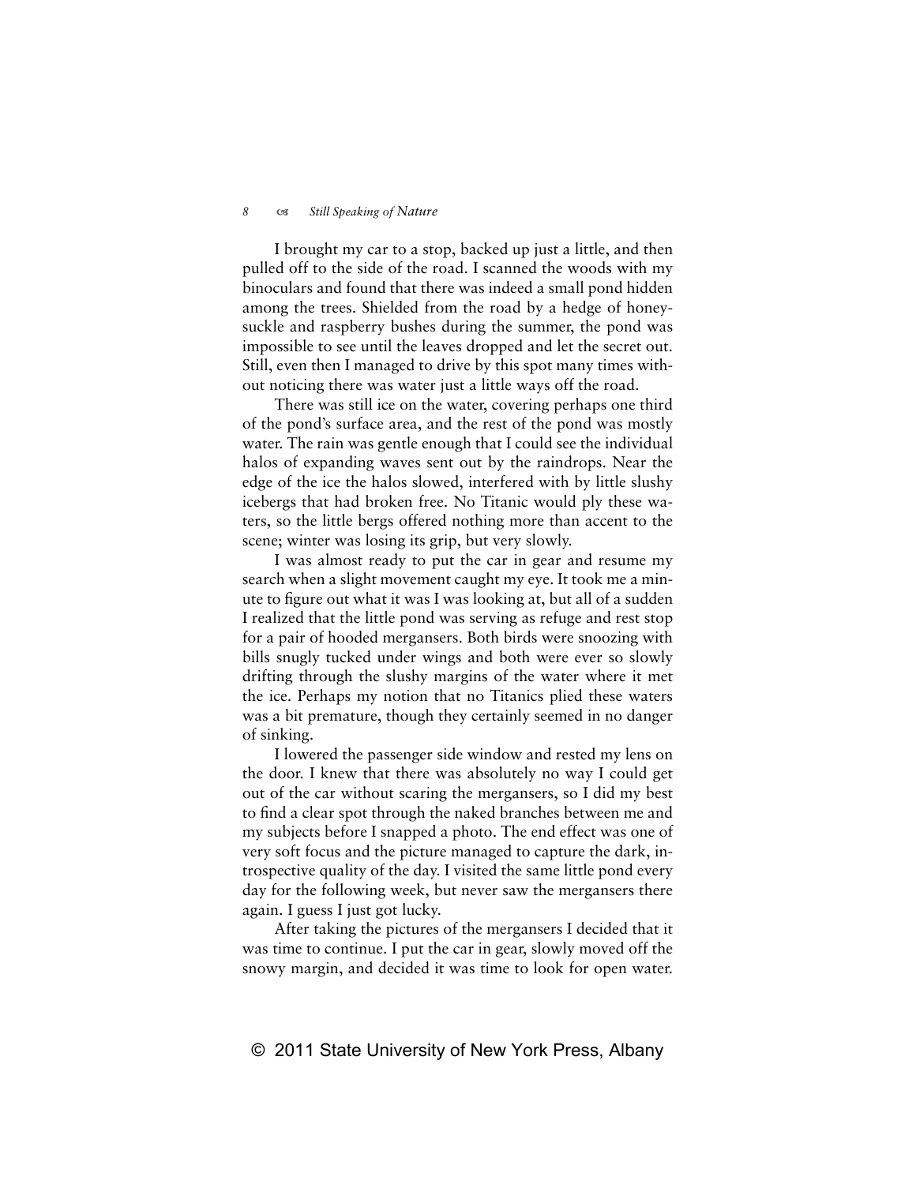I brought my car to a stop, backed up just a little, and then pulled off to the side of the road. I scanned the woods with my binoculars and found that there was indeed a small pond hidden among the trees. Shielded from the road by a hedge of honeysuckle and raspberry bushes during the summer, the pond was impossible to see until the leaves dropped and let the secret out. Still, even then I managed to drive by this spot many times without noticing there was water just a little ways off the road.

There was still ice on the water, covering perhaps one third of the pond's surface area, and the rest of the pond was mostly water. The rain was gentle enough that I could see the individual halos of expanding waves sent out by the raindrops. Near the edge of the ice the halos slowed, interfered with by little slushy icebergs that had broken free. No Titanic would ply these waters, so the little bergs offered nothing more than accent to the scene; winter was losing its grip, but very slowly.

I was almost ready to put the car in gear and resume my search when a slight movement caught my eye. It took me a minute to figure out what it was I was looking at, but all of a sudden I realized that the little pond was serving as refuge and rest stop for a pair of hooded mergansers. Both birds were snoozing with bills snugly tucked under wings and both were ever so slowly drifting through the slushy margins of the water where it met the ice. Perhaps my notion that no Titanics plied these waters was a bit premature, though they certainly seemed in no danger of sinking.

I lowered the passenger side window and rested my lens on the door. I knew that there was absolutely no way I could get out of the car without scaring the mergansers, so I did my best to find a clear spot through the naked branches between me and my subjects before I snapped a photo. The end effect was one of very soft focus and the picture managed to capture the dark, introspective quality of the day. I visited the same little pond every day for the following week, but never saw the mergansers there again. I guess I just got lucky.

After taking the pictures of the mergansers I decided that it was time to continue. I put the car in gear, slowly moved off the snowy margin, and decided it was time to look for open water.

© 2011 State University of New York Press, Albany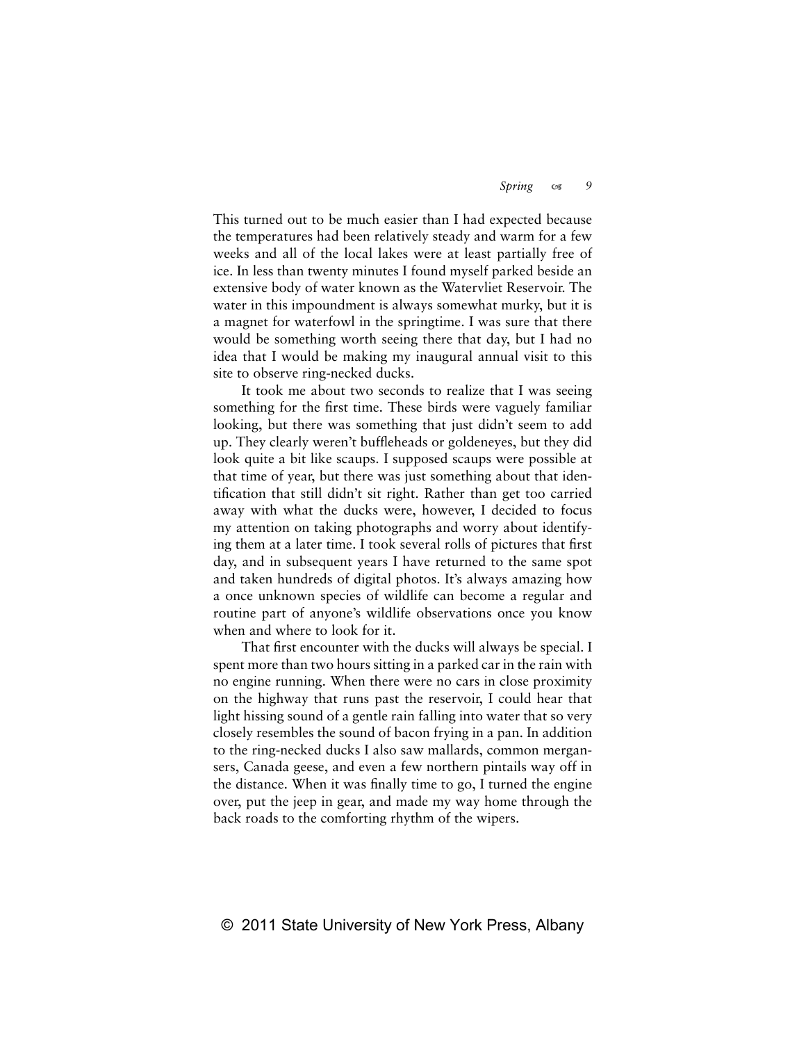This turned out to be much easier than I had expected because the temperatures had been relatively steady and warm for a few weeks and all of the local lakes were at least partially free of ice. In less than twenty minutes I found myself parked beside an extensive body of water known as the Watervliet Reservoir. The water in this impoundment is always somewhat murky, but it is a magnet for waterfowl in the springtime. I was sure that there would be something worth seeing there that day, but I had no idea that I would be making my inaugural annual visit to this site to observe ring-necked ducks.

It took me about two seconds to realize that I was seeing something for the first time. These birds were vaguely familiar looking, but there was something that just didn't seem to add up. They clearly weren't buffleheads or goldeneyes, but they did look quite a bit like scaups. I supposed scaups were possible at that time of year, but there was just something about that identification that still didn't sit right. Rather than get too carried away with what the ducks were, however, I decided to focus my attention on taking photographs and worry about identifying them at a later time. I took several rolls of pictures that first day, and in subsequent years I have returned to the same spot and taken hundreds of digital photos. It's always amazing how a once unknown species of wildlife can become a regular and routine part of anyone's wildlife observations once you know when and where to look for it.

That first encounter with the ducks will always be special. I spent more than two hours sitting in a parked car in the rain with no engine running. When there were no cars in close proximity on the highway that runs past the reservoir, I could hear that light hissing sound of a gentle rain falling into water that so very closely resembles the sound of bacon frying in a pan. In addition to the ring-necked ducks I also saw mallards, common mergansers, Canada geese, and even a few northern pintails way off in the distance. When it was finally time to go, I turned the engine over, put the jeep in gear, and made my way home through the back roads to the comforting rhythm of the wipers.

© 2011 State University of New York Press, Albany